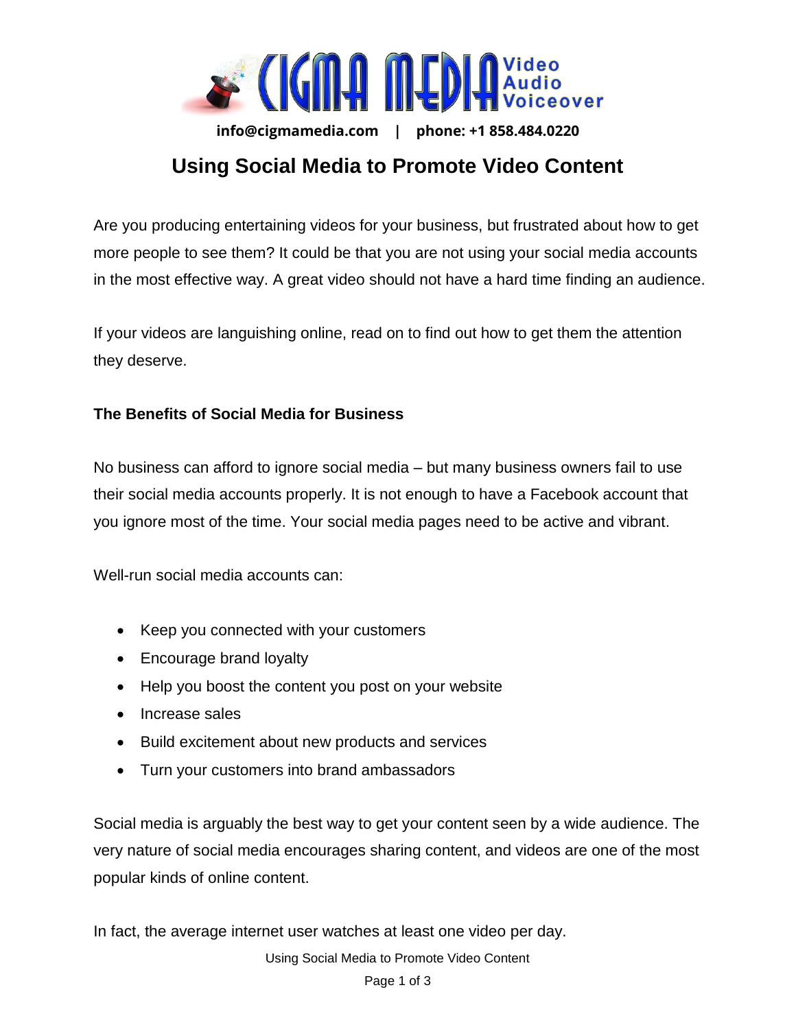info@cigmamedia.com | phone: +1 858.484.0220

# Using Social Media to Promote Video Content

Are you producing entertaining videos for your business, but frustrated about how to get more people to see them? It could be that you are not using your social media accounts in the most effective way. A great video should not have a hard time finding an audience.

If your videos are languishing online, read on to find out how to get them the attention they deserve.

**The Benefits of Social Media for Business**

No business can afford to ignore social media – but many business owners fail to use their social media accounts properly. It is not enough to have a Facebook account that you ignore most of the time. Your social media pages need to be active and vibrant.

Well-run social media accounts can:

- Keep you connected with your customers
- Encourage brand loyalty
- Help you boost the content you post on your website
- Increase sales
- Build excitement about new products and services
- Turn your customers into brand ambassadors

Social media is arguably the best way to get your content seen by a wide audience. The very nature of social media encourages sharing content, and videos are one of the most popular kinds of online content.

In fact, the average internet user watches at least one video per day.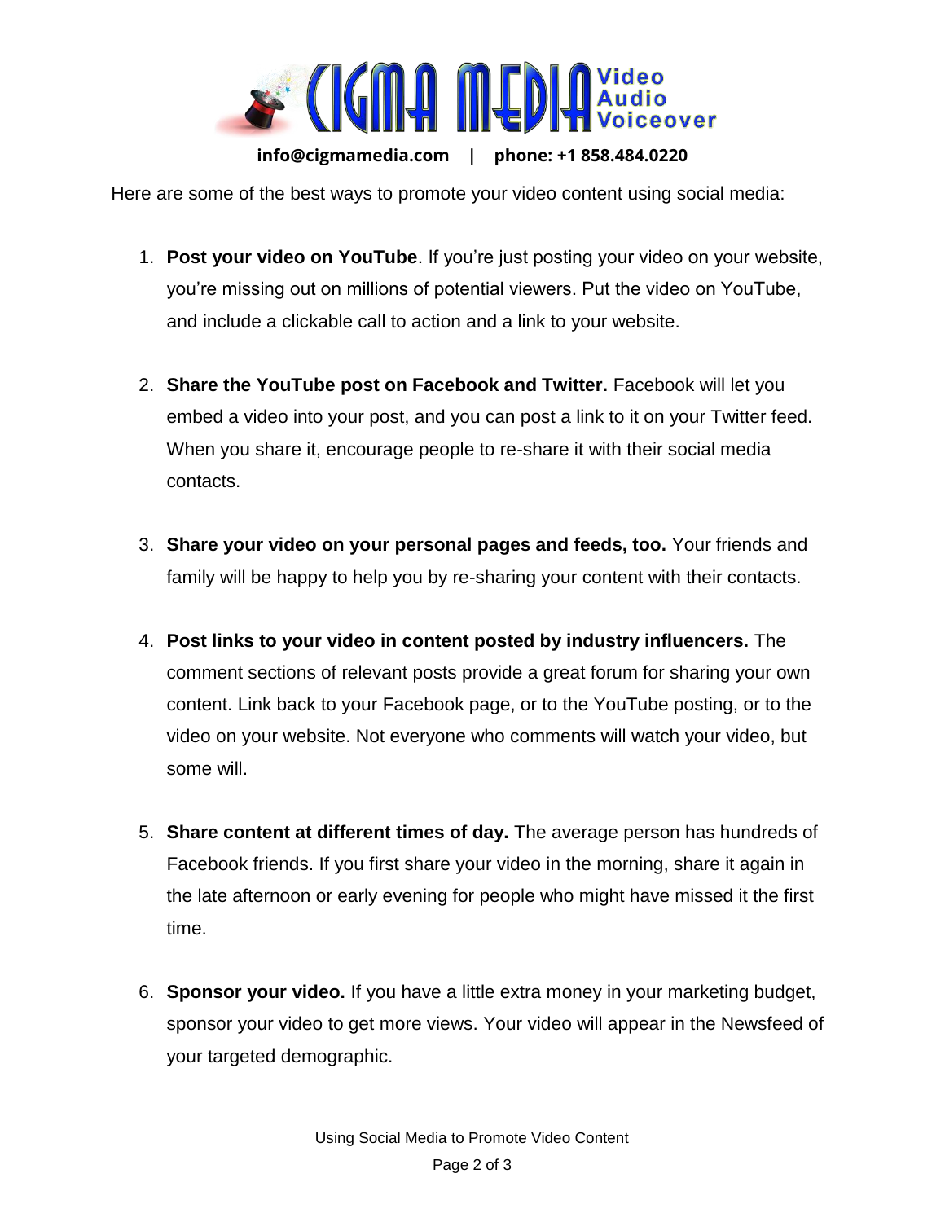Here are some of the best ways to promote your video content using social media:

1. **Post your video on YouTube**. If you're just posting your video on your website, you're missing out on millions of potential viewers. Put the video on YouTube, and include a clickable call to action and a link to your website.

2. **Share the YouTube post on Facebook and Twitter.** Facebook will let you embed a video into your post, and you can post a link to it on your Twitter feed. When you share it, encourage people to re-share it with their social media contacts.

3. **Share your video on your personal pages and feeds, too.** Your friends and family will be happy to help you by re-sharing your content with their contacts.

4. **Post links to your video in content posted by industry influencers.** The comment sections of relevant posts provide a great forum for sharing your own content. Link back to your Facebook page, or to the YouTube posting, or to the video on your website. Not everyone who comments will watch your video, but some will.

5. **Share content at different times of day.** The average person has hundreds of Facebook friends. If you first share your video in the morning, share it again in the late afternoon or early evening for people who might have missed it the first time.

6. **Sponsor your video.** If you have a little extra money in your marketing budget, sponsor your video to get more views. Your video will appear in the Newsfeed of your targeted demographic.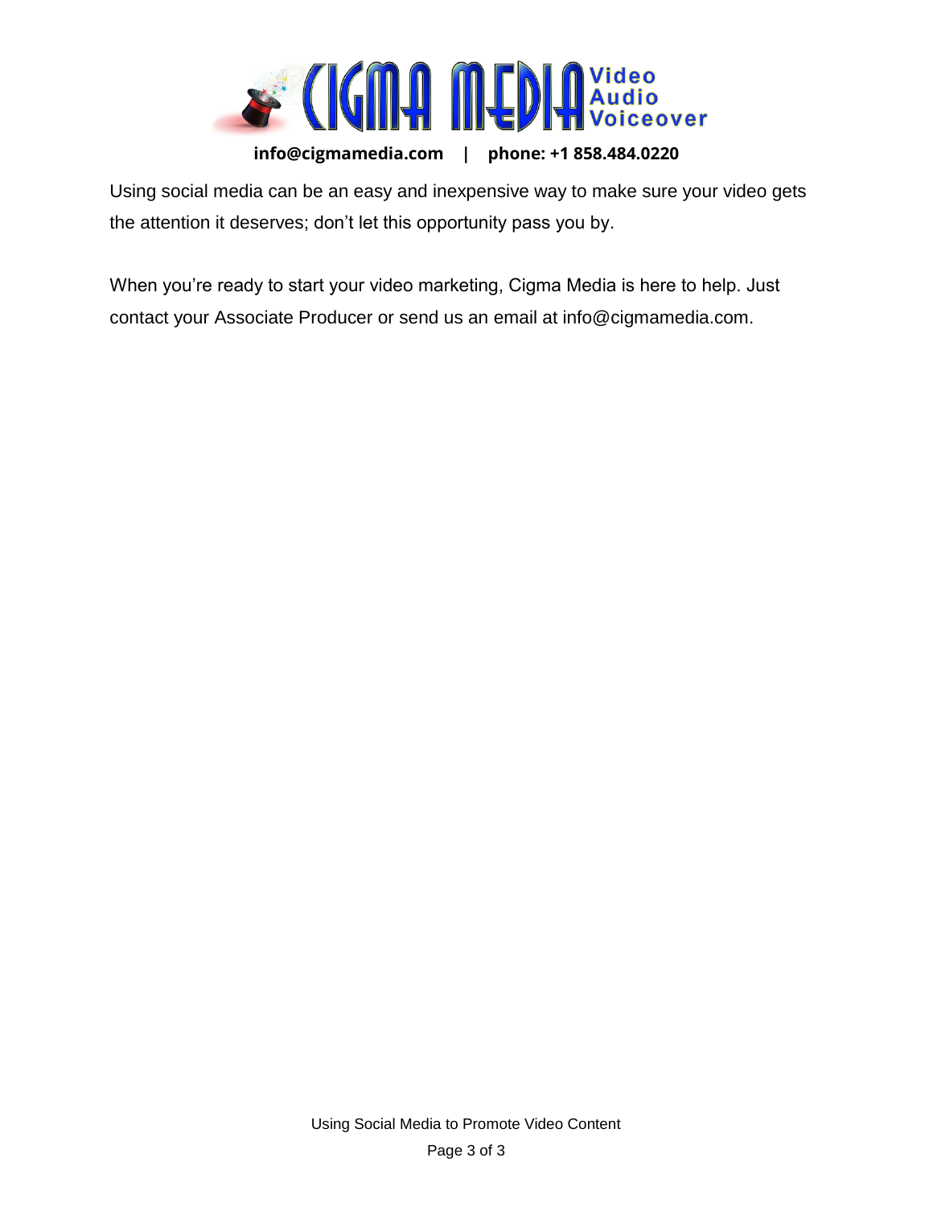Using social media can be an easy and inexpensive way to make sure your video gets the attention it deserves; don't let this opportunity pass you by.

When you're ready to start your video marketing, Cigma Media is here to help. Just contact your Associate Producer or send us an email at info@cigmamedia.com.